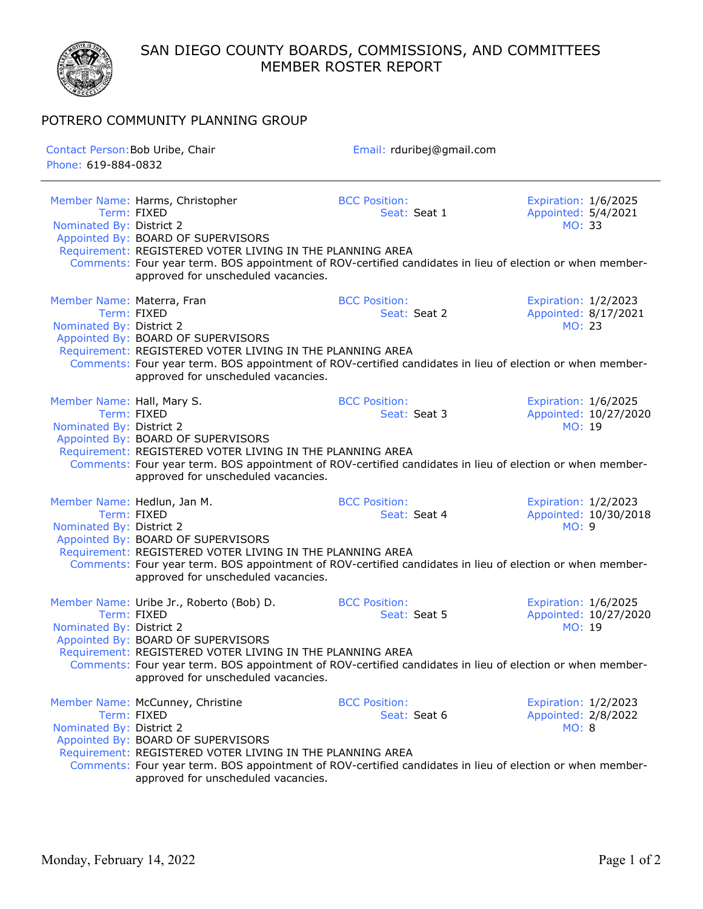# SAN DIEGO COUNTY BOARDS, COMMISSIONS, AND COMMITTEES
## MEMBER ROSTER REPORT

## POTRERO COMMUNITY PLANNING GROUP

Contact Person: Bob Uribe, Chair
Phone: 619-884-0832
Email: rduribej@gmail.com

---

**Member Name:** Harms, Christopher
**Term:** FIXED
**Nominated By:** District 2
**Appointed By:** BOARD OF SUPERVISORS
**Requirement:** REGISTERED VOTER LIVING IN THE PLANNING AREA
**Comments:** Four year term. BOS appointment of ROV-certified candidates in lieu of election or when member-approved for unscheduled vacancies.
**BCC Position:**
**Seat:** Seat 1
**Expiration:** 1/6/2025
**Appointed:** 5/4/2021
**MO:** 33

**Member Name:** Materra, Fran
**Term:** FIXED
**Nominated By:** District 2
**Appointed By:** BOARD OF SUPERVISORS
**Requirement:** REGISTERED VOTER LIVING IN THE PLANNING AREA
**Comments:** Four year term. BOS appointment of ROV-certified candidates in lieu of election or when member-approved for unscheduled vacancies.
**BCC Position:**
**Seat:** Seat 2
**Expiration:** 1/2/2023
**Appointed:** 8/17/2021
**MO:** 23

**Member Name:** Hall, Mary S.
**Term:** FIXED
**Nominated By:** District 2
**Appointed By:** BOARD OF SUPERVISORS
**Requirement:** REGISTERED VOTER LIVING IN THE PLANNING AREA
**Comments:** Four year term. BOS appointment of ROV-certified candidates in lieu of election or when member-approved for unscheduled vacancies.
**BCC Position:**
**Seat:** Seat 3
**Expiration:** 1/6/2025
**Appointed:** 10/27/2020
**MO:** 19

**Member Name:** Hedlun, Jan M.
**Term:** FIXED
**Nominated By:** District 2
**Appointed By:** BOARD OF SUPERVISORS
**Requirement:** REGISTERED VOTER LIVING IN THE PLANNING AREA
**Comments:** Four year term. BOS appointment of ROV-certified candidates in lieu of election or when member-approved for unscheduled vacancies.
**BCC Position:**
**Seat:** Seat 4
**Expiration:** 1/2/2023
**Appointed:** 10/30/2018
**MO:** 9

**Member Name:** Uribe Jr., Roberto (Bob) D.
**Term:** FIXED
**Nominated By:** District 2
**Appointed By:** BOARD OF SUPERVISORS
**Requirement:** REGISTERED VOTER LIVING IN THE PLANNING AREA
**Comments:** Four year term. BOS appointment of ROV-certified candidates in lieu of election or when member-approved for unscheduled vacancies.
**BCC Position:**
**Seat:** Seat 5
**Expiration:** 1/6/2025
**Appointed:** 10/27/2020
**MO:** 19

**Member Name:** McCunney, Christine
**Term:** FIXED
**Nominated By:** District 2
**Appointed By:** BOARD OF SUPERVISORS
**Requirement:** REGISTERED VOTER LIVING IN THE PLANNING AREA
**Comments:** Four year term. BOS appointment of ROV-certified candidates in lieu of election or when member-approved for unscheduled vacancies.
**BCC Position:**
**Seat:** Seat 6
**Expiration:** 1/2/2023
**Appointed:** 2/8/2022
**MO:** 8

Monday, February 14, 2022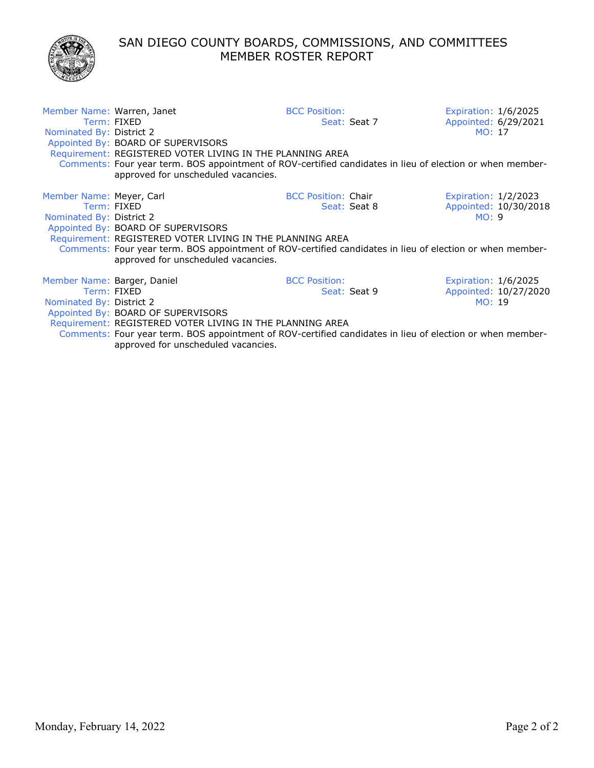# SAN DIEGO COUNTY BOARDS, COMMISSIONS, AND COMMITTEES
## MEMBER ROSTER REPORT

Member Name: Warren, Janet
BCC Position:
Expiration: 1/6/2025
Term: FIXED
Seat: Seat 7
Appointed: 6/29/2021
Nominated By: District 2
MO: 17
Appointed By: BOARD OF SUPERVISORS
Requirement: REGISTERED VOTER LIVING IN THE PLANNING AREA
Comments: Four year term. BOS appointment of ROV-certified candidates in lieu of election or when member-approved for unscheduled vacancies.

Member Name: Meyer, Carl
BCC Position: Chair
Expiration: 1/2/2023
Term: FIXED
Seat: Seat 8
Appointed: 10/30/2018
Nominated By: District 2
MO: 9
Appointed By: BOARD OF SUPERVISORS
Requirement: REGISTERED VOTER LIVING IN THE PLANNING AREA
Comments: Four year term. BOS appointment of ROV-certified candidates in lieu of election or when member-approved for unscheduled vacancies.

Member Name: Barger, Daniel
BCC Position:
Expiration: 1/6/2025
Term: FIXED
Seat: Seat 9
Appointed: 10/27/2020
Nominated By: District 2
MO: 19
Appointed By: BOARD OF SUPERVISORS
Requirement: REGISTERED VOTER LIVING IN THE PLANNING AREA
Comments: Four year term. BOS appointment of ROV-certified candidates in lieu of election or when member-approved for unscheduled vacancies.

Monday, February 14, 2022